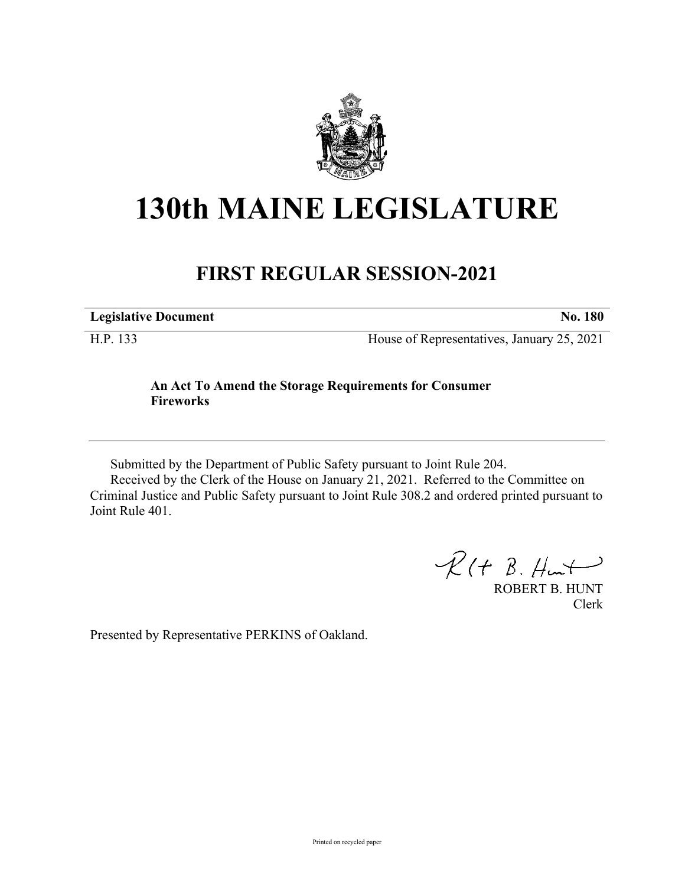# 130th MAINE LEGISLATURE

## FIRST REGULAR SESSION-2021

**Legislative Document** **No. 180**

H.P. 133 House of Representatives, January 25, 2021

**An Act To Amend the Storage Requirements for Consumer Fireworks**

Submitted by the Department of Public Safety pursuant to Joint Rule 204.

Received by the Clerk of the House on January 21, 2021. Referred to the Committee on Criminal Justice and Public Safety pursuant to Joint Rule 308.2 and ordered printed pursuant to Joint Rule 401.

ROBERT B. HUNT
Clerk

Presented by Representative PERKINS of Oakland.

Printed on recycled paper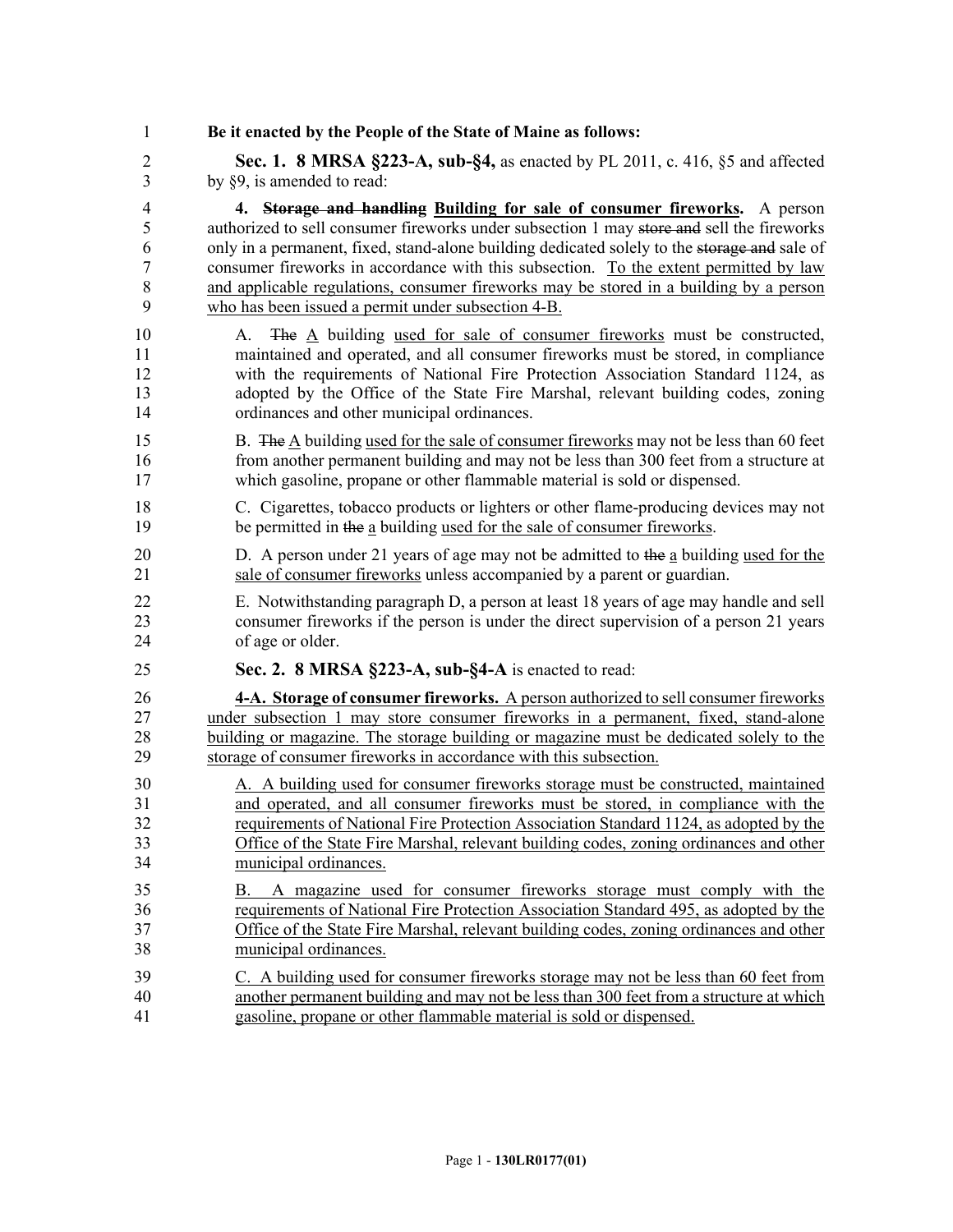**Be it enacted by the People of the State of Maine as follows:**

**Sec. 1. 8 MRSA §223-A, sub-§4,** as enacted by PL 2011, c. 416, §5 and affected by §9, is amended to read:

**4. ~~Storage and handling~~ Building for sale of consumer fireworks.** A person authorized to sell consumer fireworks under subsection 1 may ~~store and~~ sell the fireworks only in a permanent, fixed, stand-alone building dedicated solely to the ~~storage and~~ sale of consumer fireworks in accordance with this subsection. To the extent permitted by law and applicable regulations, consumer fireworks may be stored in a building by a person who has been issued a permit under subsection 4-B.

A. ~~The~~ A building used for sale of consumer fireworks must be constructed, maintained and operated, and all consumer fireworks must be stored, in compliance with the requirements of National Fire Protection Association Standard 1124, as adopted by the Office of the State Fire Marshal, relevant building codes, zoning ordinances and other municipal ordinances.

B. ~~The~~ A building used for the sale of consumer fireworks may not be less than 60 feet from another permanent building and may not be less than 300 feet from a structure at which gasoline, propane or other flammable material is sold or dispensed.

C. Cigarettes, tobacco products or lighters or other flame-producing devices may not be permitted in ~~the~~ a building used for the sale of consumer fireworks.

D. A person under 21 years of age may not be admitted to ~~the~~ a building used for the sale of consumer fireworks unless accompanied by a parent or guardian.

E. Notwithstanding paragraph D, a person at least 18 years of age may handle and sell consumer fireworks if the person is under the direct supervision of a person 21 years of age or older.

**Sec. 2. 8 MRSA §223-A, sub-§4-A** is enacted to read:

**4-A. Storage of consumer fireworks.** A person authorized to sell consumer fireworks under subsection 1 may store consumer fireworks in a permanent, fixed, stand-alone building or magazine. The storage building or magazine must be dedicated solely to the storage of consumer fireworks in accordance with this subsection.

A. A building used for consumer fireworks storage must be constructed, maintained and operated, and all consumer fireworks must be stored, in compliance with the requirements of National Fire Protection Association Standard 1124, as adopted by the Office of the State Fire Marshal, relevant building codes, zoning ordinances and other municipal ordinances.

B. A magazine used for consumer fireworks storage must comply with the requirements of National Fire Protection Association Standard 495, as adopted by the Office of the State Fire Marshal, relevant building codes, zoning ordinances and other municipal ordinances.

C. A building used for consumer fireworks storage may not be less than 60 feet from another permanent building and may not be less than 300 feet from a structure at which gasoline, propane or other flammable material is sold or dispensed.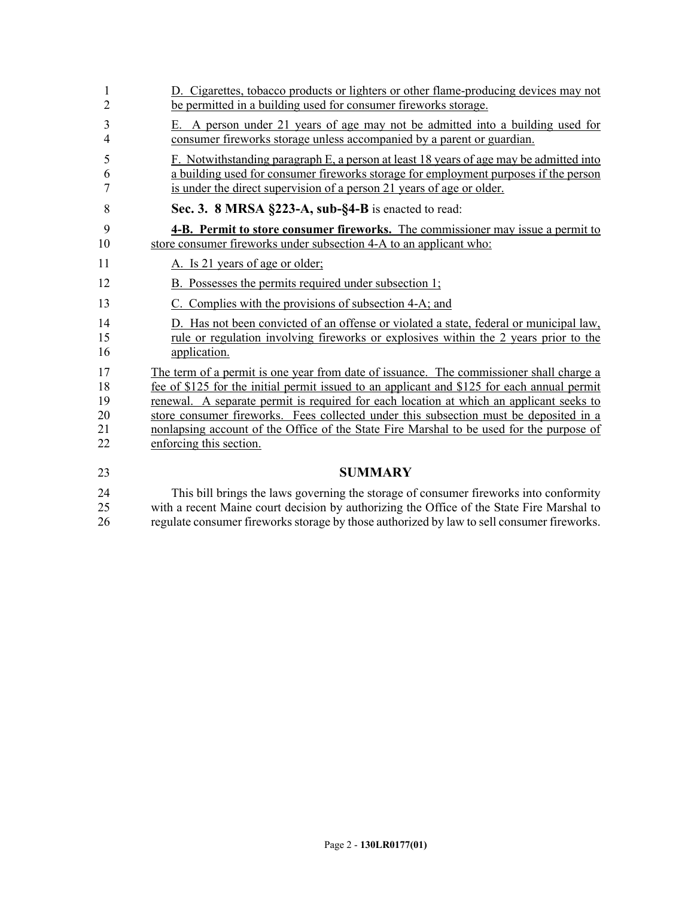D. Cigarettes, tobacco products or lighters or other flame-producing devices may not be permitted in a building used for consumer fireworks storage.

E. A person under 21 years of age may not be admitted into a building used for consumer fireworks storage unless accompanied by a parent or guardian.

F. Notwithstanding paragraph E, a person at least 18 years of age may be admitted into a building used for consumer fireworks storage for employment purposes if the person is under the direct supervision of a person 21 years of age or older.

**Sec. 3. 8 MRSA §223-A, sub-§4-B** is enacted to read:

**4-B. Permit to store consumer fireworks.** The commissioner may issue a permit to store consumer fireworks under subsection 4-A to an applicant who:

A. Is 21 years of age or older;

B. Possesses the permits required under subsection 1;

C. Complies with the provisions of subsection 4-A; and

D. Has not been convicted of an offense or violated a state, federal or municipal law, rule or regulation involving fireworks or explosives within the 2 years prior to the application.

The term of a permit is one year from date of issuance. The commissioner shall charge a fee of $125 for the initial permit issued to an applicant and $125 for each annual permit renewal. A separate permit is required for each location at which an applicant seeks to store consumer fireworks. Fees collected under this subsection must be deposited in a nonlapsing account of the Office of the State Fire Marshal to be used for the purpose of enforcing this section.

## SUMMARY

This bill brings the laws governing the storage of consumer fireworks into conformity with a recent Maine court decision by authorizing the Office of the State Fire Marshal to regulate consumer fireworks storage by those authorized by law to sell consumer fireworks.